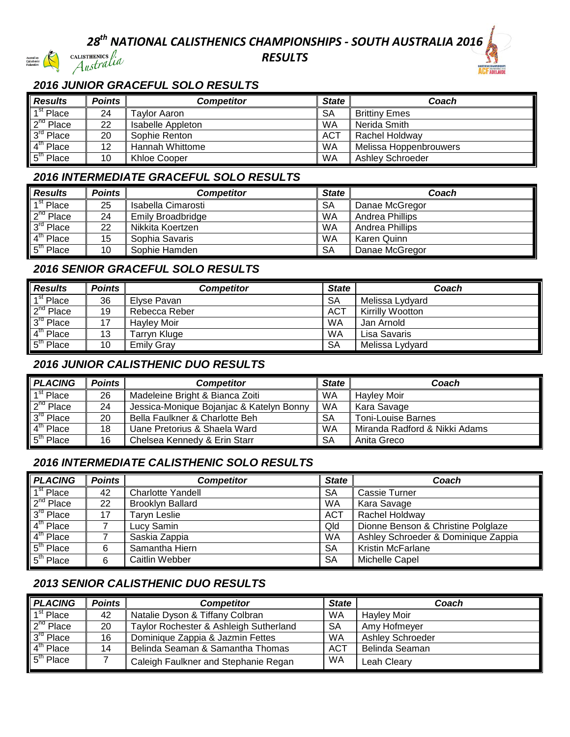# 28th NATIONAL CALISTHENICS CHAMPIONSHIPS - SOUTH AUSTRALIA 2016

## RESULTS

### 2016 JUNIOR GRACEFUL SOLO RESULTS

| Results | Points | Competitor | State | Coach |
|---|---|---|---|---|
| 1st Place | 24 | Taylor Aaron | SA | Brittiny Emes |
| 2nd Place | 22 | Isabelle Appleton | WA | Nerida Smith |
| 3rd Place | 20 | Sophie Renton | ACT | Rachel Holdway |
| 4th Place | 12 | Hannah Whittome | WA | Melissa Hoppenbrouwers |
| 5th Place | 10 | Khloe Cooper | WA | Ashley Schroeder |

### 2016 INTERMEDIATE GRACEFUL SOLO RESULTS

| Results | Points | Competitor | State | Coach |
|---|---|---|---|---|
| 1st Place | 25 | Isabella Cimarosti | SA | Danae McGregor |
| 2nd Place | 24 | Emily Broadbridge | WA | Andrea Phillips |
| 3rd Place | 22 | Nikkita Koertzen | WA | Andrea Phillips |
| 4th Place | 15 | Sophia Savaris | WA | Karen Quinn |
| 5th Place | 10 | Sophie Hamden | SA | Danae McGregor |

### 2016 SENIOR GRACEFUL SOLO RESULTS

| Results | Points | Competitor | State | Coach |
|---|---|---|---|---|
| 1st Place | 36 | Elyse Pavan | SA | Melissa Lydyard |
| 2nd Place | 19 | Rebecca Reber | ACT | Kirrilly Wootton |
| 3rd Place | 17 | Hayley Moir | WA | Jan Arnold |
| 4th Place | 13 | Tarryn Kluge | WA | Lisa Savaris |
| 5th Place | 10 | Emily Gray | SA | Melissa Lydyard |

### 2016 JUNIOR CALISTHENIC DUO RESULTS

| PLACING | Points | Competitor | State | Coach |
|---|---|---|---|---|
| 1st Place | 26 | Madeleine Bright & Bianca Zoiti | WA | Hayley Moir |
| 2nd Place | 24 | Jessica-Monique Bojanjac & Katelyn Bonny | WA | Kara Savage |
| 3rd Place | 20 | Bella Faulkner & Charlotte Beh | SA | Toni-Louise Barnes |
| 4th Place | 18 | Uane Pretorius & Shaela Ward | WA | Miranda Radford & Nikki Adams |
| 5th Place | 16 | Chelsea Kennedy & Erin Starr | SA | Anita Greco |

### 2016 INTERMEDIATE CALISTHENIC SOLO RESULTS

| PLACING | Points | Competitor | State | Coach |
|---|---|---|---|---|
| 1st Place | 42 | Charlotte Yandell | SA | Cassie Turner |
| 2nd Place | 22 | Brooklyn Ballard | WA | Kara Savage |
| 3rd Place | 17 | Taryn Leslie | ACT | Rachel Holdway |
| 4th Place | 7 | Lucy Samin | Qld | Dionne Benson & Christine Polglaze |
| 4th Place | 7 | Saskia Zappia | WA | Ashley Schroeder & Dominique Zappia |
| 5th Place | 6 | Samantha Hiern | SA | Kristin McFarlane |
| 5th Place | 6 | Caitlin Webber | SA | Michelle Capel |

### 2013 SENIOR CALISTHENIC DUO RESULTS

| PLACING | Points | Competitor | State | Coach |
|---|---|---|---|---|
| 1st Place | 42 | Natalie Dyson & Tiffany Colbran | WA | Hayley Moir |
| 2nd Place | 20 | Taylor Rochester & Ashleigh Sutherland | SA | Amy Hofmeyer |
| 3rd Place | 16 | Dominique Zappia & Jazmin Fettes | WA | Ashley Schroeder |
| 4th Place | 14 | Belinda Seaman & Samantha Thomas | ACT | Belinda Seaman |
| 5th Place | 7 | Caleigh Faulkner and Stephanie Regan | WA | Leah Cleary |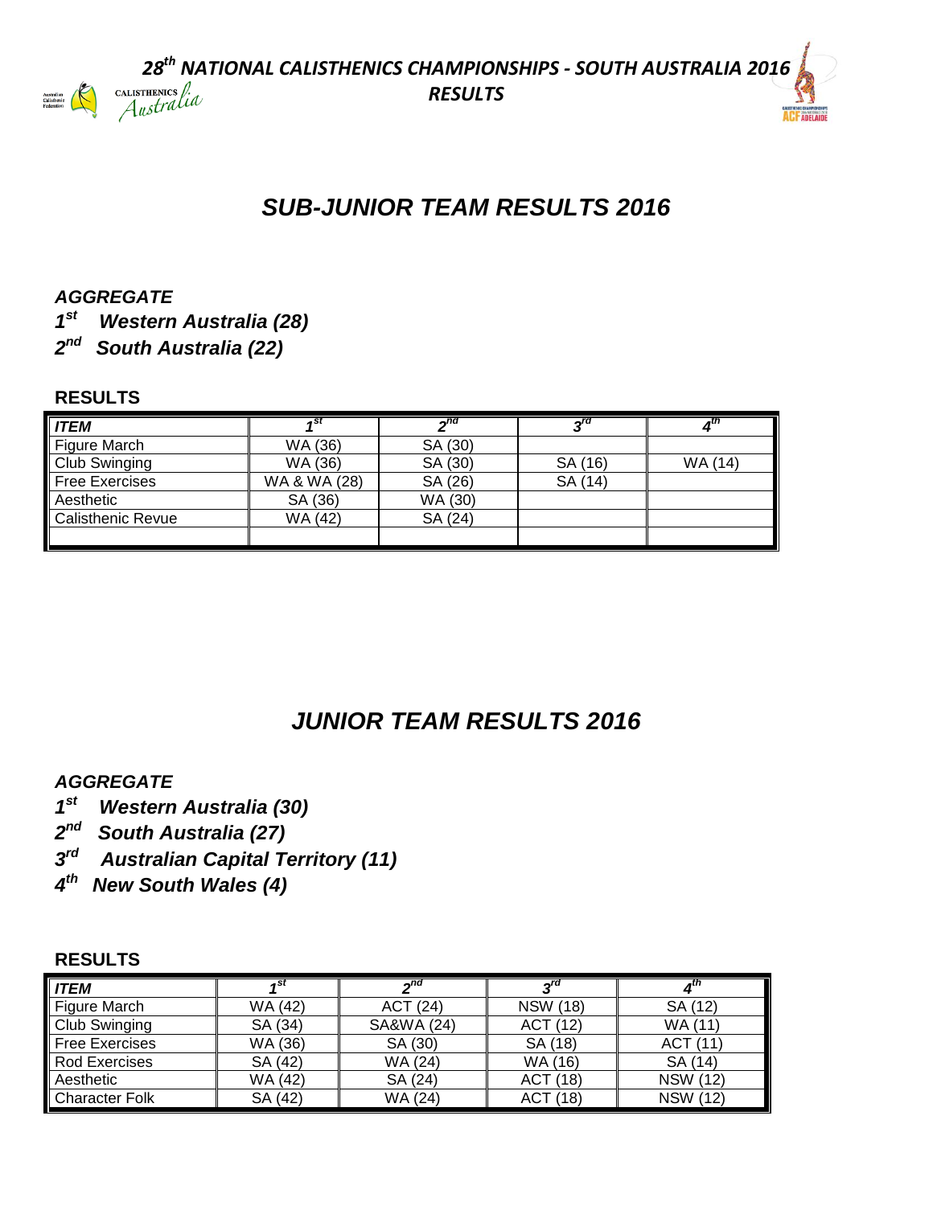## SUB-JUNIOR TEAM RESULTS 2016

***AGGREGATE***

***1st Western Australia (28)***

***2nd South Australia (22)***

**RESULTS**

| ITEM | 1st | 2nd | 3rd | 4th |
|---|---|---|---|---|
| Figure March | WA (36) | SA (30) | | |
| Club Swinging | WA (36) | SA (30) | SA (16) | WA (14) |
| Free Exercises | WA & WA (28) | SA (26) | SA (14) | |
| Aesthetic | SA (36) | WA (30) | | |
| Calisthenic Revue | WA (42) | SA (24) | | |
| | | | | |

## JUNIOR TEAM RESULTS 2016

***AGGREGATE***

***1st Western Australia (30)***

***2nd South Australia (27)***

***3rd Australian Capital Territory (11)***

***4th New South Wales (4)***

**RESULTS**

| ITEM | 1st | 2nd | 3rd | 4th |
|---|---|---|---|---|
| Figure March | WA (42) | ACT (24) | NSW (18) | SA (12) |
| Club Swinging | SA (34) | SA&WA (24) | ACT (12) | WA (11) |
| Free Exercises | WA (36) | SA (30) | SA (18) | ACT (11) |
| Rod Exercises | SA (42) | WA (24) | WA (16) | SA (14) |
| Aesthetic | WA (42) | SA (24) | ACT (18) | NSW (12) |
| Character Folk | SA (42) | WA (24) | ACT (18) | NSW (12) |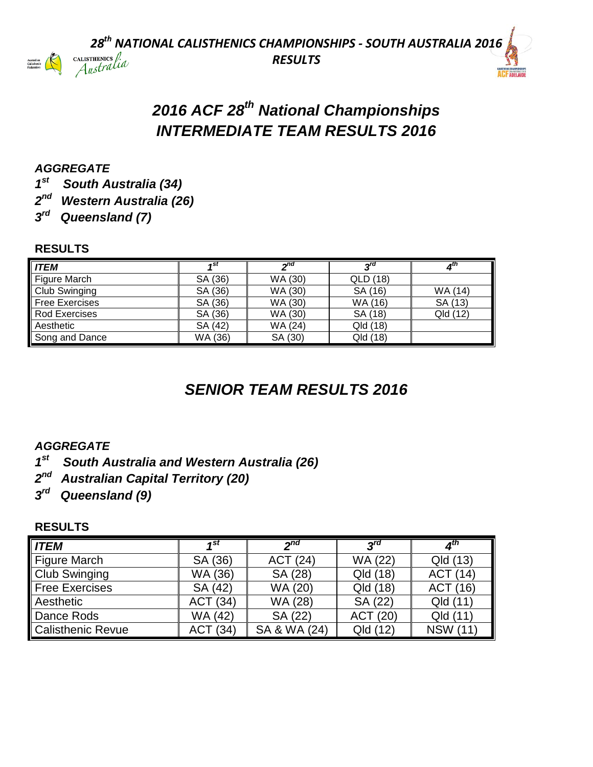# 2016 ACF 28th National Championships
# INTERMEDIATE TEAM RESULTS 2016

***AGGREGATE***

***1st South Australia (34)***

***2nd Western Australia (26)***

***3rd Queensland (7)***

**RESULTS**

| ITEM | 1st | 2nd | 3rd | 4th |
|---|---|---|---|---|
| Figure March | SA (36) | WA (30) | QLD (18) | |
| Club Swinging | SA (36) | WA (30) | SA (16) | WA (14) |
| Free Exercises | SA (36) | WA (30) | WA (16) | SA (13) |
| Rod Exercises | SA (36) | WA (30) | SA (18) | Qld (12) |
| Aesthetic | SA (42) | WA (24) | Qld (18) | |
| Song and Dance | WA (36) | SA (30) | Qld (18) | |

# SENIOR TEAM RESULTS 2016

***AGGREGATE***

***1st South Australia and Western Australia (26)***

***2nd Australian Capital Territory (20)***

***3rd Queensland (9)***

**RESULTS**

| ITEM | 1st | 2nd | 3rd | 4th |
|---|---|---|---|---|
| Figure March | SA (36) | ACT (24) | WA (22) | Qld (13) |
| Club Swinging | WA (36) | SA (28) | Qld (18) | ACT (14) |
| Free Exercises | SA (42) | WA (20) | Qld (18) | ACT (16) |
| Aesthetic | ACT (34) | WA (28) | SA (22) | Qld (11) |
| Dance Rods | WA (42) | SA (22) | ACT (20) | Qld (11) |
| Calisthenic Revue | ACT (34) | SA & WA (24) | Qld (12) | NSW (11) |